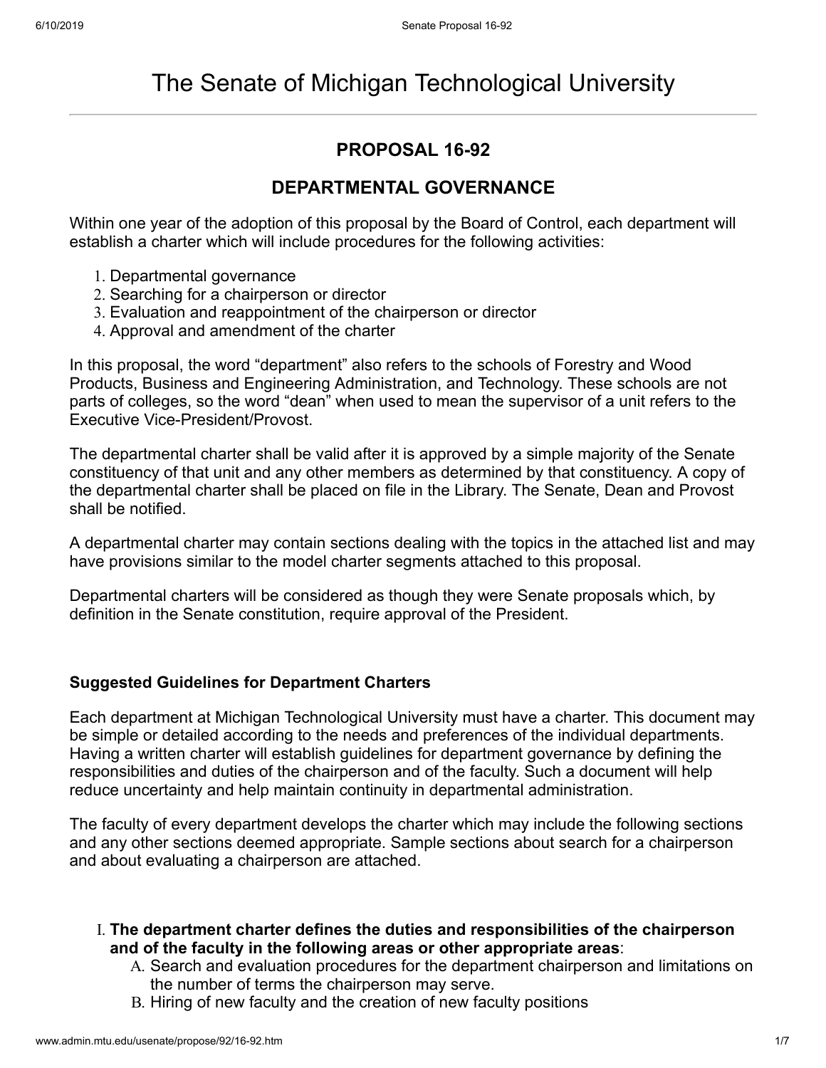# The Senate of Michigan Technological University

## PROPOSAL 16-92

## DEPARTMENTAL GOVERNANCE

Within one year of the adoption of this proposal by the Board of Control, each department will establish a charter which will include procedures for the following activities:

1. Departmental governance
2. Searching for a chairperson or director
3. Evaluation and reappointment of the chairperson or director
4. Approval and amendment of the charter

In this proposal, the word "department" also refers to the schools of Forestry and Wood Products, Business and Engineering Administration, and Technology. These schools are not parts of colleges, so the word "dean" when used to mean the supervisor of a unit refers to the Executive Vice-President/Provost.

The departmental charter shall be valid after it is approved by a simple majority of the Senate constituency of that unit and any other members as determined by that constituency. A copy of the departmental charter shall be placed on file in the Library. The Senate, Dean and Provost shall be notified.

A departmental charter may contain sections dealing with the topics in the attached list and may have provisions similar to the model charter segments attached to this proposal.

Departmental charters will be considered as though they were Senate proposals which, by definition in the Senate constitution, require approval of the President.

### Suggested Guidelines for Department Charters

Each department at Michigan Technological University must have a charter. This document may be simple or detailed according to the needs and preferences of the individual departments. Having a written charter will establish guidelines for department governance by defining the responsibilities and duties of the chairperson and of the faculty. Such a document will help reduce uncertainty and help maintain continuity in departmental administration.

The faculty of every department develops the charter which may include the following sections and any other sections deemed appropriate. Sample sections about search for a chairperson and about evaluating a chairperson are attached.

I. **The department charter defines the duties and responsibilities of the chairperson and of the faculty in the following areas or other appropriate areas**:
   A. Search and evaluation procedures for the department chairperson and limitations on the number of terms the chairperson may serve.
   B. Hiring of new faculty and the creation of new faculty positions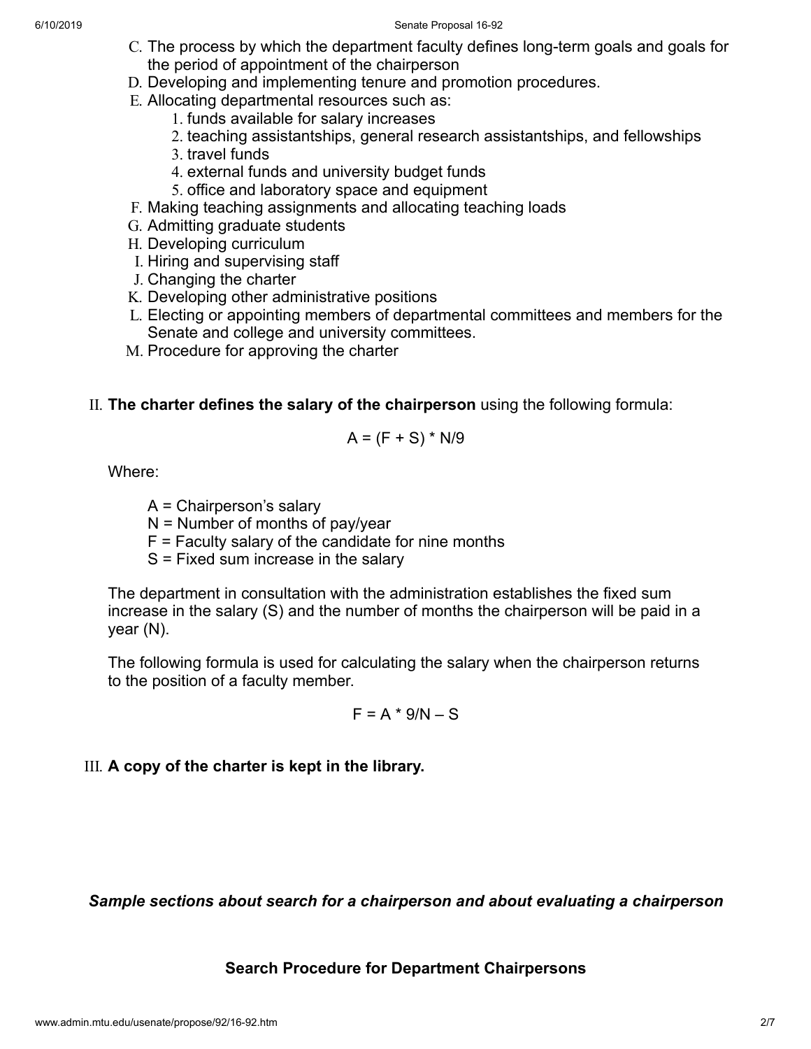C. The process by which the department faculty defines long-term goals and goals for the period of appointment of the chairperson
D. Developing and implementing tenure and promotion procedures.
E. Allocating departmental resources such as:
   1. funds available for salary increases
   2. teaching assistantships, general research assistantships, and fellowships
   3. travel funds
   4. external funds and university budget funds
   5. office and laboratory space and equipment
F. Making teaching assignments and allocating teaching loads
G. Admitting graduate students
H. Developing curriculum
I. Hiring and supervising staff
J. Changing the charter
K. Developing other administrative positions
L. Electing or appointing members of departmental committees and members for the Senate and college and university committees.
M. Procedure for approving the charter

II. **The charter defines the salary of the chairperson** using the following formula:

$$A = (F + S) * N/9$$

Where:

- A = Chairperson's salary
- N = Number of months of pay/year
- F = Faculty salary of the candidate for nine months
- S = Fixed sum increase in the salary

The department in consultation with the administration establishes the fixed sum increase in the salary (S) and the number of months the chairperson will be paid in a year (N).

The following formula is used for calculating the salary when the chairperson returns to the position of a faculty member.

$$F = A * 9/N - S$$

III. **A copy of the charter is kept in the library.**

***Sample sections about search for a chairperson and about evaluating a chairperson***

## Search Procedure for Department Chairpersons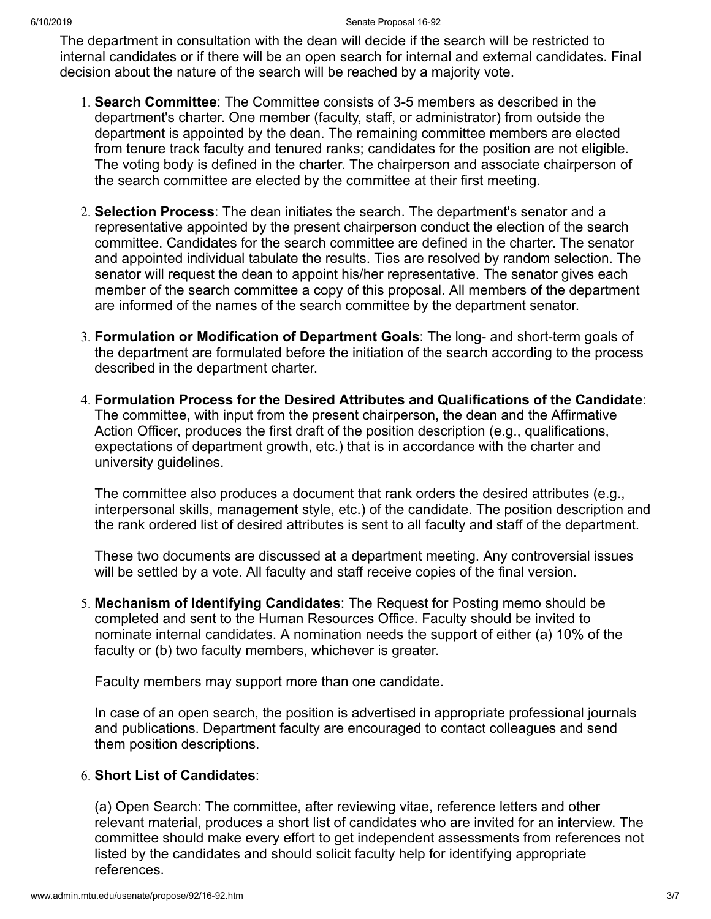The department in consultation with the dean will decide if the search will be restricted to internal candidates or if there will be an open search for internal and external candidates. Final decision about the nature of the search will be reached by a majority vote.

1. **Search Committee**: The Committee consists of 3-5 members as described in the department's charter. One member (faculty, staff, or administrator) from outside the department is appointed by the dean. The remaining committee members are elected from tenure track faculty and tenured ranks; candidates for the position are not eligible. The voting body is defined in the charter. The chairperson and associate chairperson of the search committee are elected by the committee at their first meeting.

2. **Selection Process**: The dean initiates the search. The department's senator and a representative appointed by the present chairperson conduct the election of the search committee. Candidates for the search committee are defined in the charter. The senator and appointed individual tabulate the results. Ties are resolved by random selection. The senator will request the dean to appoint his/her representative. The senator gives each member of the search committee a copy of this proposal. All members of the department are informed of the names of the search committee by the department senator.

3. **Formulation or Modification of Department Goals**: The long- and short-term goals of the department are formulated before the initiation of the search according to the process described in the department charter.

4. **Formulation Process for the Desired Attributes and Qualifications of the Candidate**: The committee, with input from the present chairperson, the dean and the Affirmative Action Officer, produces the first draft of the position description (e.g., qualifications, expectations of department growth, etc.) that is in accordance with the charter and university guidelines.

   The committee also produces a document that rank orders the desired attributes (e.g., interpersonal skills, management style, etc.) of the candidate. The position description and the rank ordered list of desired attributes is sent to all faculty and staff of the department.

   These two documents are discussed at a department meeting. Any controversial issues will be settled by a vote. All faculty and staff receive copies of the final version.

5. **Mechanism of Identifying Candidates**: The Request for Posting memo should be completed and sent to the Human Resources Office. Faculty should be invited to nominate internal candidates. A nomination needs the support of either (a) 10% of the faculty or (b) two faculty members, whichever is greater.

   Faculty members may support more than one candidate.

   In case of an open search, the position is advertised in appropriate professional journals and publications. Department faculty are encouraged to contact colleagues and send them position descriptions.

6. **Short List of Candidates**:

   (a) Open Search: The committee, after reviewing vitae, reference letters and other relevant material, produces a short list of candidates who are invited for an interview. The committee should make every effort to get independent assessments from references not listed by the candidates and should solicit faculty help for identifying appropriate references.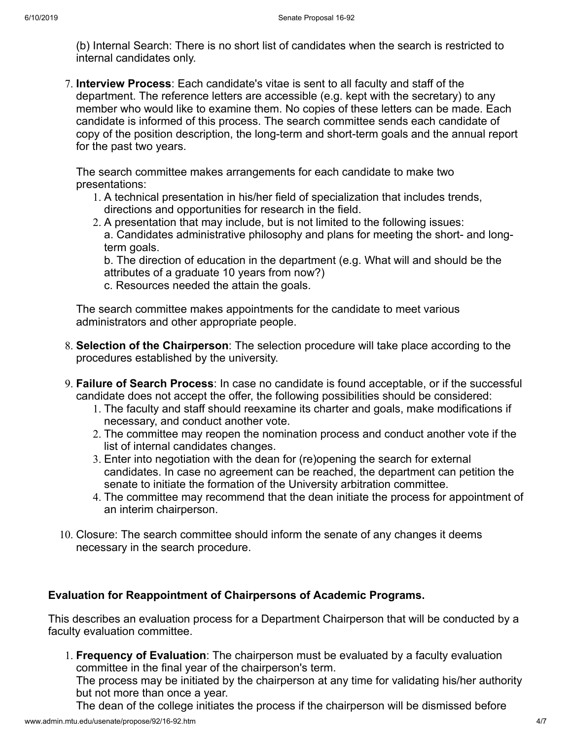(b) Internal Search: There is no short list of candidates when the search is restricted to internal candidates only.

7. **Interview Process**: Each candidate's vitae is sent to all faculty and staff of the department. The reference letters are accessible (e.g. kept with the secretary) to any member who would like to examine them. No copies of these letters can be made. Each candidate is informed of this process. The search committee sends each candidate of copy of the position description, the long-term and short-term goals and the annual report for the past two years.

   The search committee makes arrangements for each candidate to make two presentations:
   1. A technical presentation in his/her field of specialization that includes trends, directions and opportunities for research in the field.
   2. A presentation that may include, but is not limited to the following issues:
      a. Candidates administrative philosophy and plans for meeting the short- and long-term goals.
      b. The direction of education in the department (e.g. What will and should be the attributes of a graduate 10 years from now?)
      c. Resources needed the attain the goals.

   The search committee makes appointments for the candidate to meet various administrators and other appropriate people.

8. **Selection of the Chairperson**: The selection procedure will take place according to the procedures established by the university.

9. **Failure of Search Process**: In case no candidate is found acceptable, or if the successful candidate does not accept the offer, the following possibilities should be considered:
   1. The faculty and staff should reexamine its charter and goals, make modifications if necessary, and conduct another vote.
   2. The committee may reopen the nomination process and conduct another vote if the list of internal candidates changes.
   3. Enter into negotiation with the dean for (re)opening the search for external candidates. In case no agreement can be reached, the department can petition the senate to initiate the formation of the University arbitration committee.
   4. The committee may recommend that the dean initiate the process for appointment of an interim chairperson.

10. Closure: The search committee should inform the senate of any changes it deems necessary in the search procedure.

### Evaluation for Reappointment of Chairpersons of Academic Programs.

This describes an evaluation process for a Department Chairperson that will be conducted by a faculty evaluation committee.

1. **Frequency of Evaluation**: The chairperson must be evaluated by a faculty evaluation committee in the final year of the chairperson's term.
   The process may be initiated by the chairperson at any time for validating his/her authority but not more than once a year.
   The dean of the college initiates the process if the chairperson will be dismissed before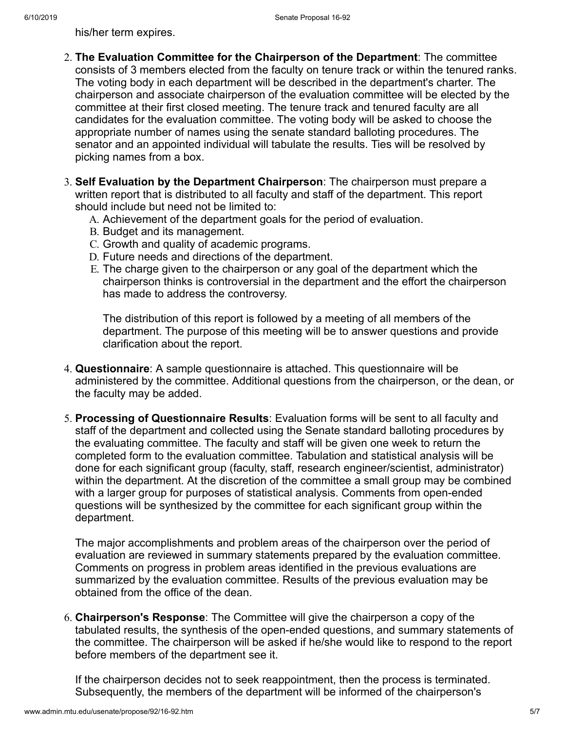his/her term expires.

2. **The Evaluation Committee for the Chairperson of the Department**: The committee consists of 3 members elected from the faculty on tenure track or within the tenured ranks. The voting body in each department will be described in the department's charter. The chairperson and associate chairperson of the evaluation committee will be elected by the committee at their first closed meeting. The tenure track and tenured faculty are all candidates for the evaluation committee. The voting body will be asked to choose the appropriate number of names using the senate standard balloting procedures. The senator and an appointed individual will tabulate the results. Ties will be resolved by picking names from a box.

3. **Self Evaluation by the Department Chairperson**: The chairperson must prepare a written report that is distributed to all faculty and staff of the department. This report should include but need not be limited to:
   A. Achievement of the department goals for the period of evaluation.
   B. Budget and its management.
   C. Growth and quality of academic programs.
   D. Future needs and directions of the department.
   E. The charge given to the chairperson or any goal of the department which the chairperson thinks is controversial in the department and the effort the chairperson has made to address the controversy.

   The distribution of this report is followed by a meeting of all members of the department. The purpose of this meeting will be to answer questions and provide clarification about the report.

4. **Questionnaire**: A sample questionnaire is attached. This questionnaire will be administered by the committee. Additional questions from the chairperson, or the dean, or the faculty may be added.

5. **Processing of Questionnaire Results**: Evaluation forms will be sent to all faculty and staff of the department and collected using the Senate standard balloting procedures by the evaluating committee. The faculty and staff will be given one week to return the completed form to the evaluation committee. Tabulation and statistical analysis will be done for each significant group (faculty, staff, research engineer/scientist, administrator) within the department. At the discretion of the committee a small group may be combined with a larger group for purposes of statistical analysis. Comments from open-ended questions will be synthesized by the committee for each significant group within the department.

   The major accomplishments and problem areas of the chairperson over the period of evaluation are reviewed in summary statements prepared by the evaluation committee. Comments on progress in problem areas identified in the previous evaluations are summarized by the evaluation committee. Results of the previous evaluation may be obtained from the office of the dean.

6. **Chairperson's Response**: The Committee will give the chairperson a copy of the tabulated results, the synthesis of the open-ended questions, and summary statements of the committee. The chairperson will be asked if he/she would like to respond to the report before members of the department see it.

   If the chairperson decides not to seek reappointment, then the process is terminated. Subsequently, the members of the department will be informed of the chairperson's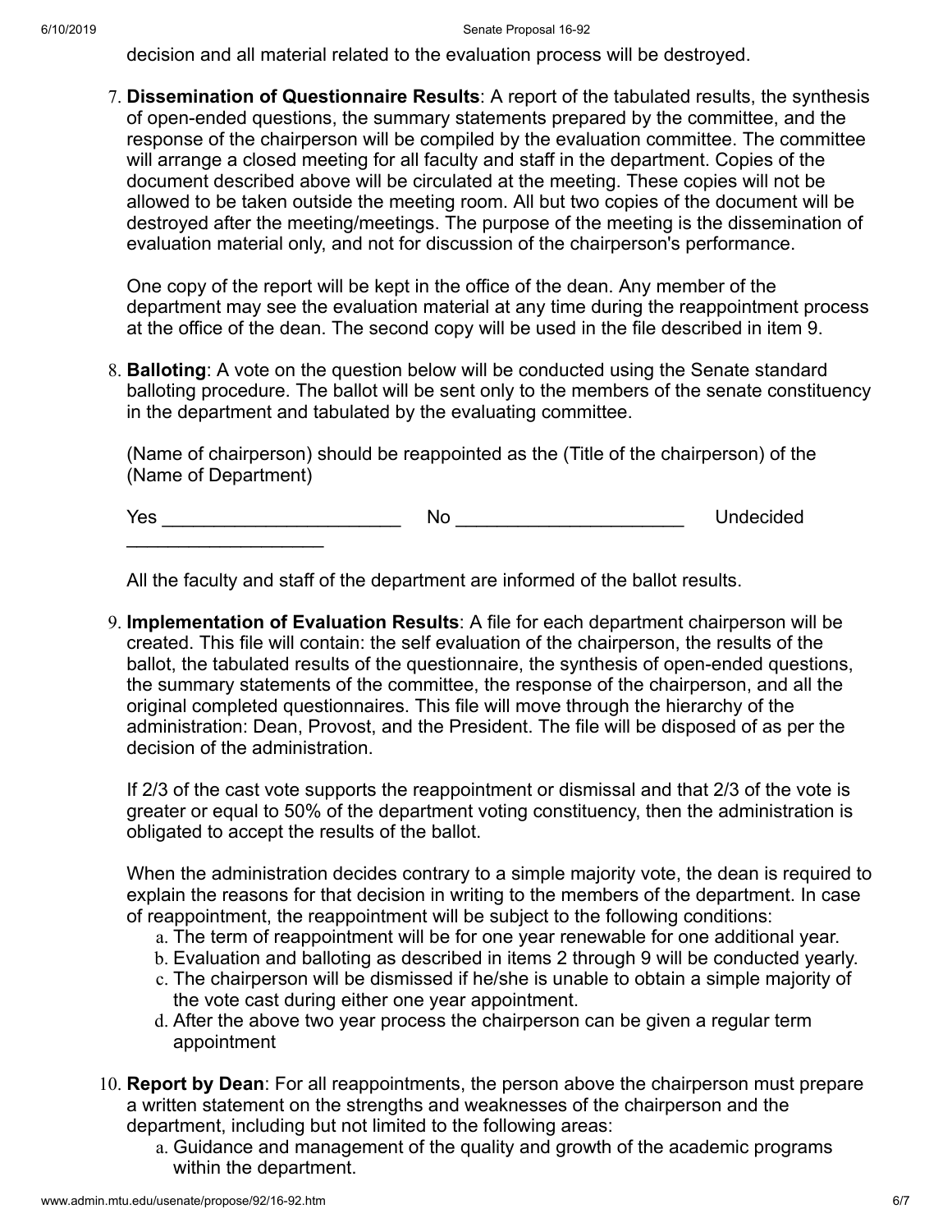decision and all material related to the evaluation process will be destroyed.

7. **Dissemination of Questionnaire Results**: A report of the tabulated results, the synthesis of open-ended questions, the summary statements prepared by the committee, and the response of the chairperson will be compiled by the evaluation committee. The committee will arrange a closed meeting for all faculty and staff in the department. Copies of the document described above will be circulated at the meeting. These copies will not be allowed to be taken outside the meeting room. All but two copies of the document will be destroyed after the meeting/meetings. The purpose of the meeting is the dissemination of evaluation material only, and not for discussion of the chairperson's performance.

   One copy of the report will be kept in the office of the dean. Any member of the department may see the evaluation material at any time during the reappointment process at the office of the dean. The second copy will be used in the file described in item 9.

8. **Balloting**: A vote on the question below will be conducted using the Senate standard balloting procedure. The ballot will be sent only to the members of the senate constituency in the department and tabulated by the evaluating committee.

   (Name of chairperson) should be reappointed as the (Title of the chairperson) of the (Name of Department)

   Yes ______________________ No _____________________ Undecided ___________________

   All the faculty and staff of the department are informed of the ballot results.

9. **Implementation of Evaluation Results**: A file for each department chairperson will be created. This file will contain: the self evaluation of the chairperson, the results of the ballot, the tabulated results of the questionnaire, the synthesis of open-ended questions, the summary statements of the committee, the response of the chairperson, and all the original completed questionnaires. This file will move through the hierarchy of the administration: Dean, Provost, and the President. The file will be disposed of as per the decision of the administration.

   If 2/3 of the cast vote supports the reappointment or dismissal and that 2/3 of the vote is greater or equal to 50% of the department voting constituency, then the administration is obligated to accept the results of the ballot.

   When the administration decides contrary to a simple majority vote, the dean is required to explain the reasons for that decision in writing to the members of the department. In case of reappointment, the reappointment will be subject to the following conditions:
   a. The term of reappointment will be for one year renewable for one additional year.
   b. Evaluation and balloting as described in items 2 through 9 will be conducted yearly.
   c. The chairperson will be dismissed if he/she is unable to obtain a simple majority of the vote cast during either one year appointment.
   d. After the above two year process the chairperson can be given a regular term appointment

10. **Report by Dean**: For all reappointments, the person above the chairperson must prepare a written statement on the strengths and weaknesses of the chairperson and the department, including but not limited to the following areas:
    a. Guidance and management of the quality and growth of the academic programs within the department.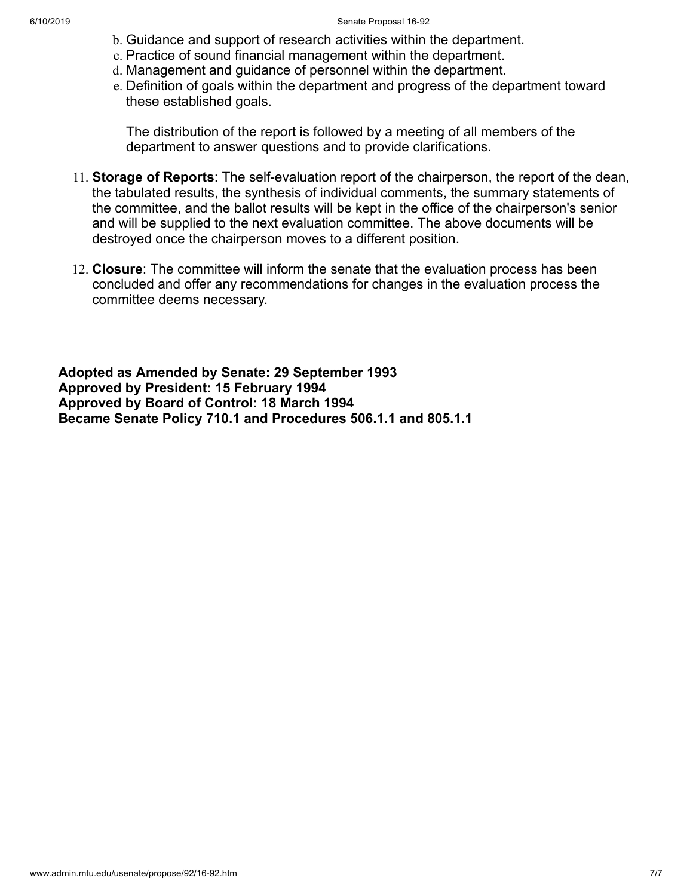b. Guidance and support of research activities within the department.
c. Practice of sound financial management within the department.
d. Management and guidance of personnel within the department.
e. Definition of goals within the department and progress of the department toward these established goals.

   The distribution of the report is followed by a meeting of all members of the department to answer questions and to provide clarifications.

11. **Storage of Reports**: The self-evaluation report of the chairperson, the report of the dean, the tabulated results, the synthesis of individual comments, the summary statements of the committee, and the ballot results will be kept in the office of the chairperson's senior and will be supplied to the next evaluation committee. The above documents will be destroyed once the chairperson moves to a different position.

12. **Closure**: The committee will inform the senate that the evaluation process has been concluded and offer any recommendations for changes in the evaluation process the committee deems necessary.

**Adopted as Amended by Senate: 29 September 1993**
**Approved by President: 15 February 1994**
**Approved by Board of Control: 18 March 1994**
**Became Senate Policy 710.1 and Procedures 506.1.1 and 805.1.1**